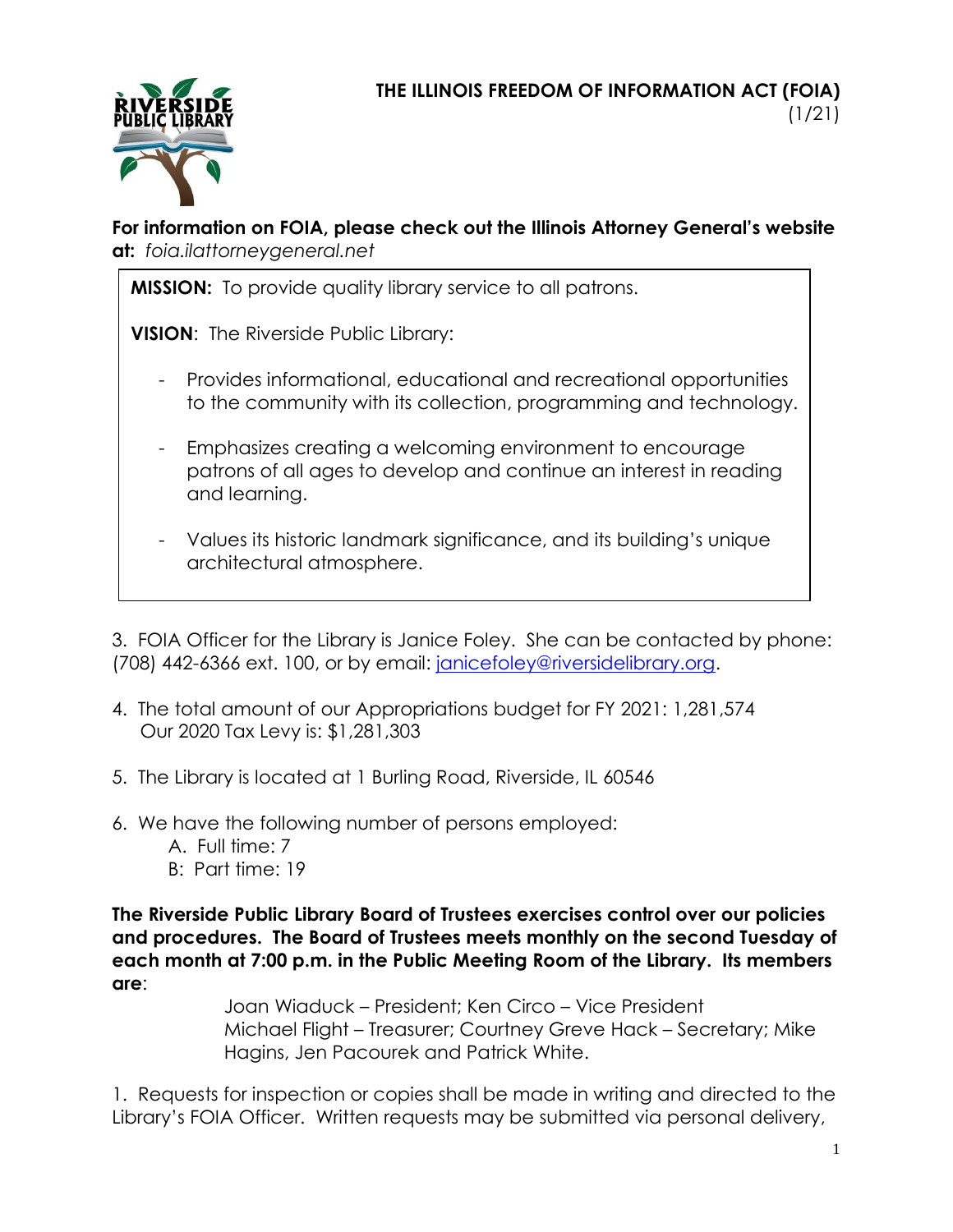# THE ILLINOIS FREEDOM OF INFORMATION ACT (FOIA)

(1/21)

**For information on FOIA, please check out the Illinois Attorney General's website at:** *foia.ilattorneygeneral.net*

**MISSION:** To provide quality library service to all patrons.

**VISION**: The Riverside Public Library:

- Provides informational, educational and recreational opportunities to the community with its collection, programming and technology.
- Emphasizes creating a welcoming environment to encourage patrons of all ages to develop and continue an interest in reading and learning.
- Values its historic landmark significance, and its building's unique architectural atmosphere.

3. FOIA Officer for the Library is Janice Foley. She can be contacted by phone: (708) 442-6366 ext. 100, or by email: janicefoley@riversidelibrary.org.

4. The total amount of our Appropriations budget for FY 2021: 1,281,574
   Our 2020 Tax Levy is: $1,281,303

5. The Library is located at 1 Burling Road, Riverside, IL 60546

6. We have the following number of persons employed:
   A. Full time: 7
   B: Part time: 19

**The Riverside Public Library Board of Trustees exercises control over our policies and procedures. The Board of Trustees meets monthly on the second Tuesday of each month at 7:00 p.m. in the Public Meeting Room of the Library. Its members are**:

Joan Wiaduck – President; Ken Circo – Vice President
Michael Flight – Treasurer; Courtney Greve Hack – Secretary; Mike Hagins, Jen Pacourek and Patrick White.

1. Requests for inspection or copies shall be made in writing and directed to the Library's FOIA Officer. Written requests may be submitted via personal delivery,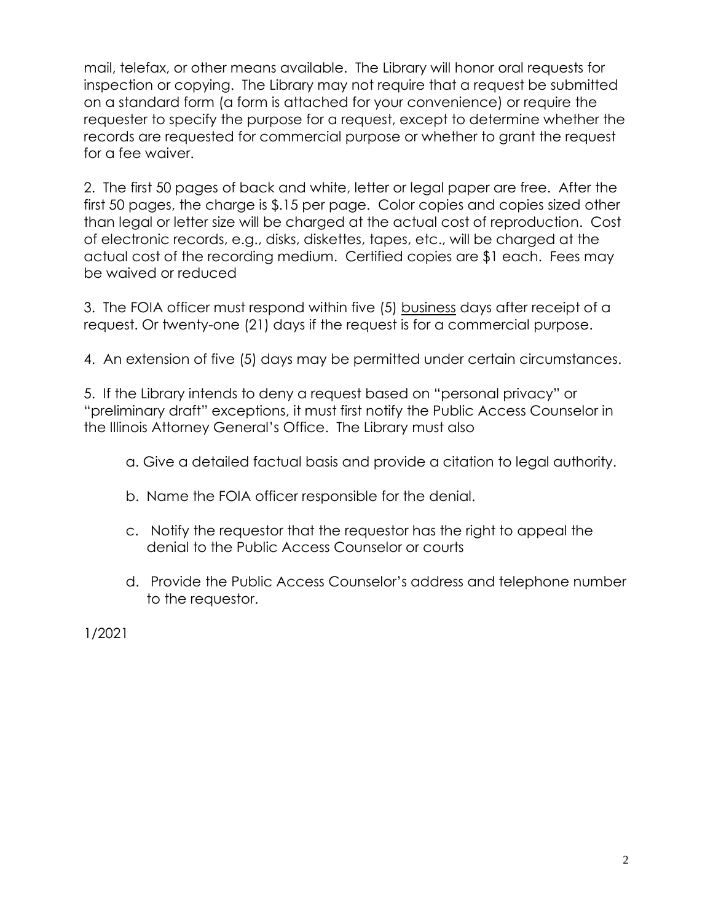mail, telefax, or other means available. The Library will honor oral requests for inspection or copying. The Library may not require that a request be submitted on a standard form (a form is attached for your convenience) or require the requester to specify the purpose for a request, except to determine whether the records are requested for commercial purpose or whether to grant the request for a fee waiver.

2. The first 50 pages of back and white, letter or legal paper are free. After the first 50 pages, the charge is $.15 per page. Color copies and copies sized other than legal or letter size will be charged at the actual cost of reproduction. Cost of electronic records, e.g., disks, diskettes, tapes, etc., will be charged at the actual cost of the recording medium. Certified copies are $1 each. Fees may be waived or reduced

3. The FOIA officer must respond within five (5) <u>business</u> days after receipt of a request. Or twenty-one (21) days if the request is for a commercial purpose.

4. An extension of five (5) days may be permitted under certain circumstances.

5. If the Library intends to deny a request based on "personal privacy" or "preliminary draft" exceptions, it must first notify the Public Access Counselor in the Illinois Attorney General's Office. The Library must also

   a. Give a detailed factual basis and provide a citation to legal authority.

   b. Name the FOIA officer responsible for the denial.

   c. Notify the requestor that the requestor has the right to appeal the denial to the Public Access Counselor or courts

   d. Provide the Public Access Counselor's address and telephone number to the requestor.

1/2021